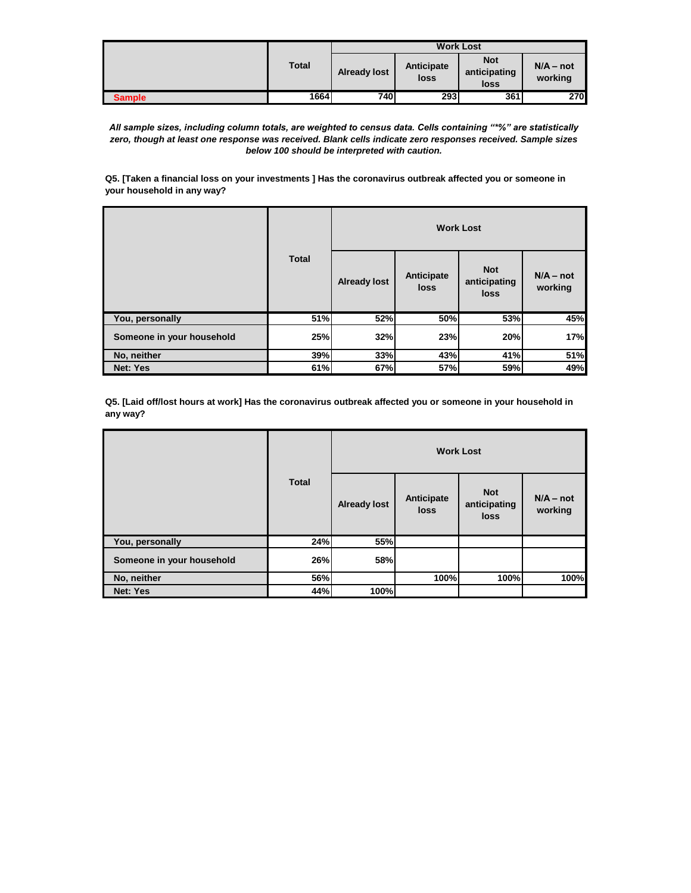| | Total | Work Lost | | | |
|---|---|---|---|---|---|
| | | Already lost | Anticipate loss | Not anticipating loss | N/A – not working |
| Sample | 1664 | 740 | 293 | 361 | 270 |

*All sample sizes, including column totals, are weighted to census data. Cells containing "*%" are statistically zero, though at least one response was received. Blank cells indicate zero responses received. Sample sizes below 100 should be interpreted with caution.*

**Q5. [Taken a financial loss on your investments ] Has the coronavirus outbreak affected you or someone in your household in any way?**

| | Total | Work Lost | | | |
|---|---|---|---|---|---|
| | | Already lost | Anticipate loss | Not anticipating loss | N/A – not working |
| You, personally | 51% | 52% | 50% | 53% | 45% |
| Someone in your household | 25% | 32% | 23% | 20% | 17% |
| No, neither | 39% | 33% | 43% | 41% | 51% |
| Net: Yes | 61% | 67% | 57% | 59% | 49% |

**Q5. [Laid off/lost hours at work] Has the coronavirus outbreak affected you or someone in your household in any way?**

| | Total | Work Lost | | | |
|---|---|---|---|---|---|
| | | Already lost | Anticipate loss | Not anticipating loss | N/A – not working |
| You, personally | 24% | 55% | | | |
| Someone in your household | 26% | 58% | | | |
| No, neither | 56% | | 100% | 100% | 100% |
| Net: Yes | 44% | 100% | | | |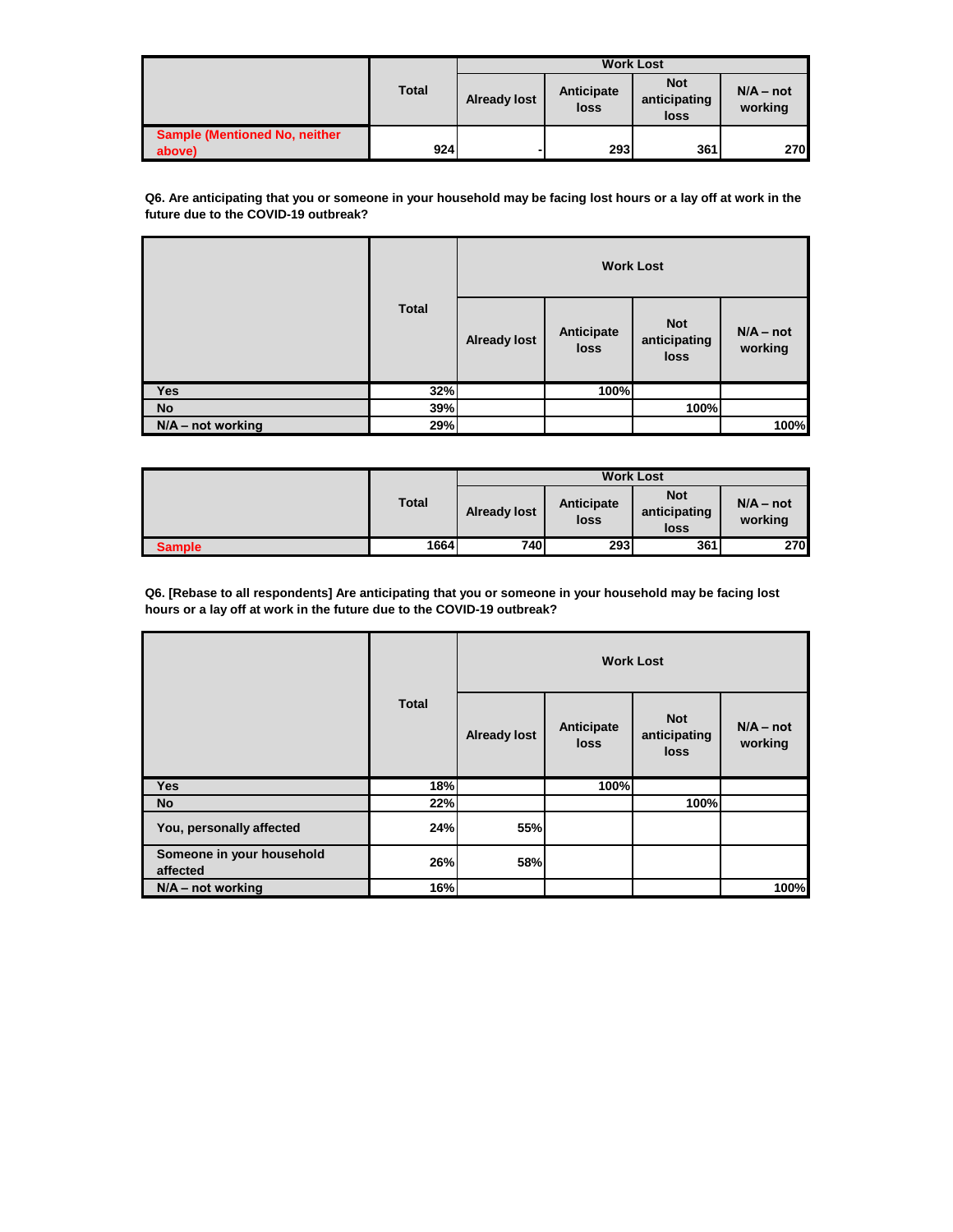| | Total | Work Lost | | | |
|---|---|---|---|---|---|
| | | Already lost | Anticipate loss | Not anticipating loss | N/A – not working |
| Sample (Mentioned No, neither above) | 924 | - | 293 | 361 | 270 |

**Q6. Are anticipating that you or someone in your household may be facing lost hours or a lay off at work in the future due to the COVID-19 outbreak?**

| | Total | Work Lost | | | |
|---|---|---|---|---|---|
| | | Already lost | Anticipate loss | Not anticipating loss | N/A – not working |
| Yes | 32% | | 100% | | |
| No | 39% | | | 100% | |
| N/A – not working | 29% | | | | 100% |

| | Total | Work Lost | | | |
|---|---|---|---|---|---|
| | | Already lost | Anticipate loss | Not anticipating loss | N/A – not working |
| Sample | 1664 | 740 | 293 | 361 | 270 |

**Q6. [Rebase to all respondents] Are anticipating that you or someone in your household may be facing lost hours or a lay off at work in the future due to the COVID-19 outbreak?**

| | Total | Work Lost | | | |
|---|---|---|---|---|---|
| | | Already lost | Anticipate loss | Not anticipating loss | N/A – not working |
| Yes | 18% | | 100% | | |
| No | 22% | | | 100% | |
| You, personally affected | 24% | 55% | | | |
| Someone in your household affected | 26% | 58% | | | |
| N/A – not working | 16% | | | | 100% |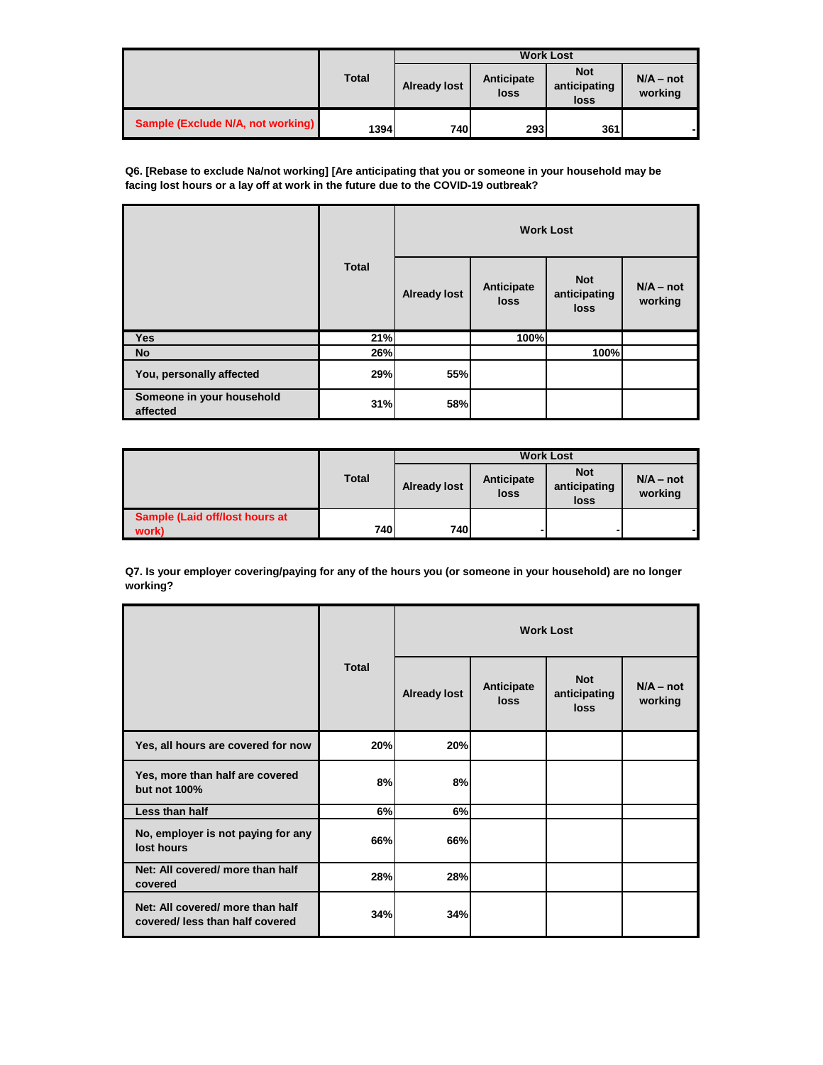| | Total | Work Lost | | | |
|---|---|---|---|---|---|
| | | Already lost | Anticipate loss | Not anticipating loss | N/A – not working |
| Sample (Exclude N/A, not working) | 1394 | 740 | 293 | 361 | - |

**Q6. [Rebase to exclude Na/not working] [Are anticipating that you or someone in your household may be facing lost hours or a lay off at work in the future due to the COVID-19 outbreak?**

| | Total | Work Lost | | | |
|---|---|---|---|---|---|
| | | Already lost | Anticipate loss | Not anticipating loss | N/A – not working |
| Yes | 21% | | 100% | | |
| No | 26% | | | 100% | |
| You, personally affected | 29% | 55% | | | |
| Someone in your household affected | 31% | 58% | | | |

| | Total | Work Lost | | | |
|---|---|---|---|---|---|
| | | Already lost | Anticipate loss | Not anticipating loss | N/A – not working |
| Sample (Laid off/lost hours at work) | 740 | 740 | - | - | - |

**Q7. Is your employer covering/paying for any of the hours you (or someone in your household) are no longer working?**

| | Total | Work Lost | | | |
|---|---|---|---|---|---|
| | | Already lost | Anticipate loss | Not anticipating loss | N/A – not working |
| Yes, all hours are covered for now | 20% | 20% | | | |
| Yes, more than half are covered but not 100% | 8% | 8% | | | |
| Less than half | 6% | 6% | | | |
| No, employer is not paying for any lost hours | 66% | 66% | | | |
| Net: All covered/ more than half covered | 28% | 28% | | | |
| Net: All covered/ more than half covered/ less than half covered | 34% | 34% | | | |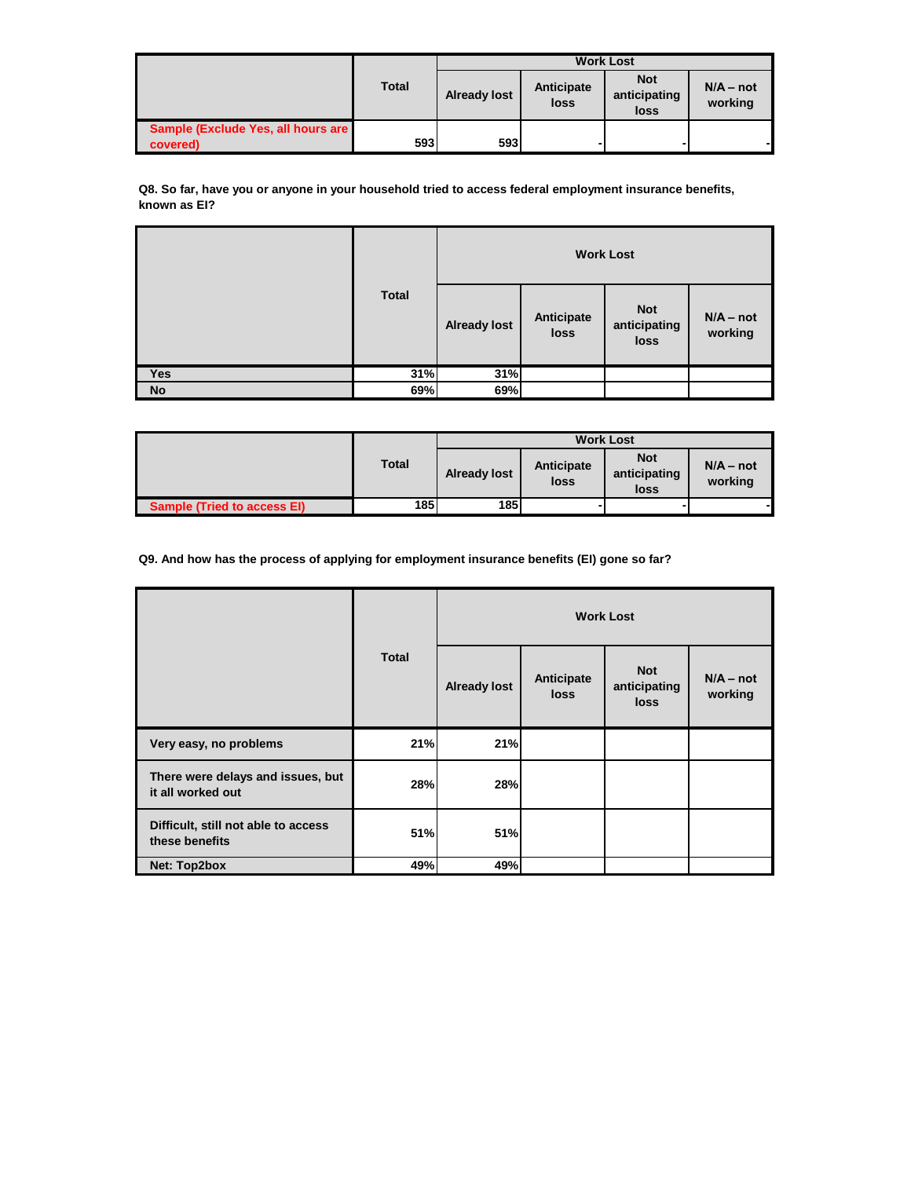| | Total | Work Lost | | | |
|---|---|---|---|---|---|
| | | Already lost | Anticipate loss | Not anticipating loss | N/A – not working |
| Sample (Exclude Yes, all hours are covered) | 593 | 593 | - | - | - |

**Q8. So far, have you or anyone in your household tried to access federal employment insurance benefits, known as EI?**

| | Total | Work Lost | | | |
|---|---|---|---|---|---|
| | | Already lost | Anticipate loss | Not anticipating loss | N/A – not working |
| Yes | 31% | 31% | | | |
| No | 69% | 69% | | | |

| | Total | Work Lost | | | |
|---|---|---|---|---|---|
| | | Already lost | Anticipate loss | Not anticipating loss | N/A – not working |
| Sample (Tried to access EI) | 185 | 185 | - | - | - |

**Q9. And how has the process of applying for employment insurance benefits (EI) gone so far?**

| | Total | Work Lost | | | |
|---|---|---|---|---|---|
| | | Already lost | Anticipate loss | Not anticipating loss | N/A – not working |
| Very easy, no problems | 21% | 21% | | | |
| There were delays and issues, but it all worked out | 28% | 28% | | | |
| Difficult, still not able to access these benefits | 51% | 51% | | | |
| Net: Top2box | 49% | 49% | | | |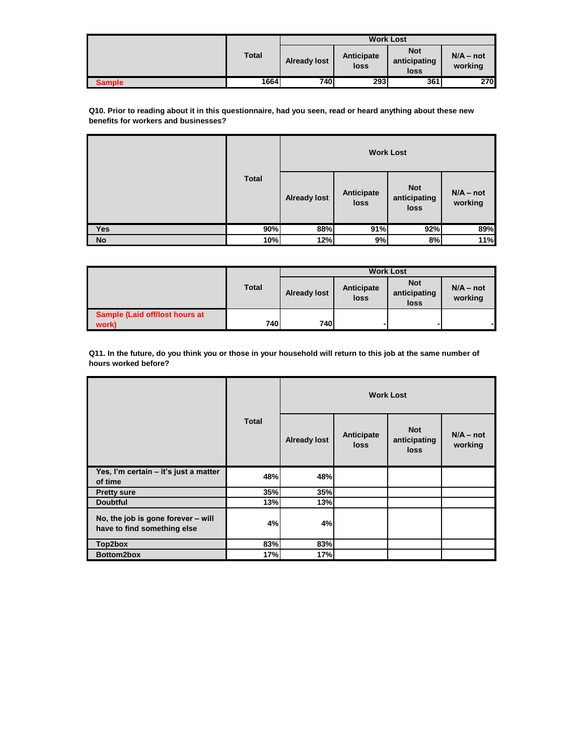| | Total | Work Lost | | | |
|---|---|---|---|---|---|
| | | Already lost | Anticipate loss | Not anticipating loss | N/A – not working |
| Sample | 1664 | 740 | 293 | 361 | 270 |

**Q10. Prior to reading about it in this questionnaire, had you seen, read or heard anything about these new benefits for workers and businesses?**

| | Total | Work Lost | | | |
|---|---|---|---|---|---|
| | | Already lost | Anticipate loss | Not anticipating loss | N/A – not working |
| Yes | 90% | 88% | 91% | 92% | 89% |
| No | 10% | 12% | 9% | 8% | 11% |

| | Total | Work Lost | | | |
|---|---|---|---|---|---|
| | | Already lost | Anticipate loss | Not anticipating loss | N/A – not working |
| Sample (Laid off/lost hours at work) | 740 | 740 | - | - | - |

**Q11. In the future, do you think you or those in your household will return to this job at the same number of hours worked before?**

| | Total | Work Lost | | | |
|---|---|---|---|---|---|
| | | Already lost | Anticipate loss | Not anticipating loss | N/A – not working |
| Yes, I'm certain – it's just a matter of time | 48% | 48% | | | |
| Pretty sure | 35% | 35% | | | |
| Doubtful | 13% | 13% | | | |
| No, the job is gone forever – will have to find something else | 4% | 4% | | | |
| Top2box | 83% | 83% | | | |
| Bottom2box | 17% | 17% | | | |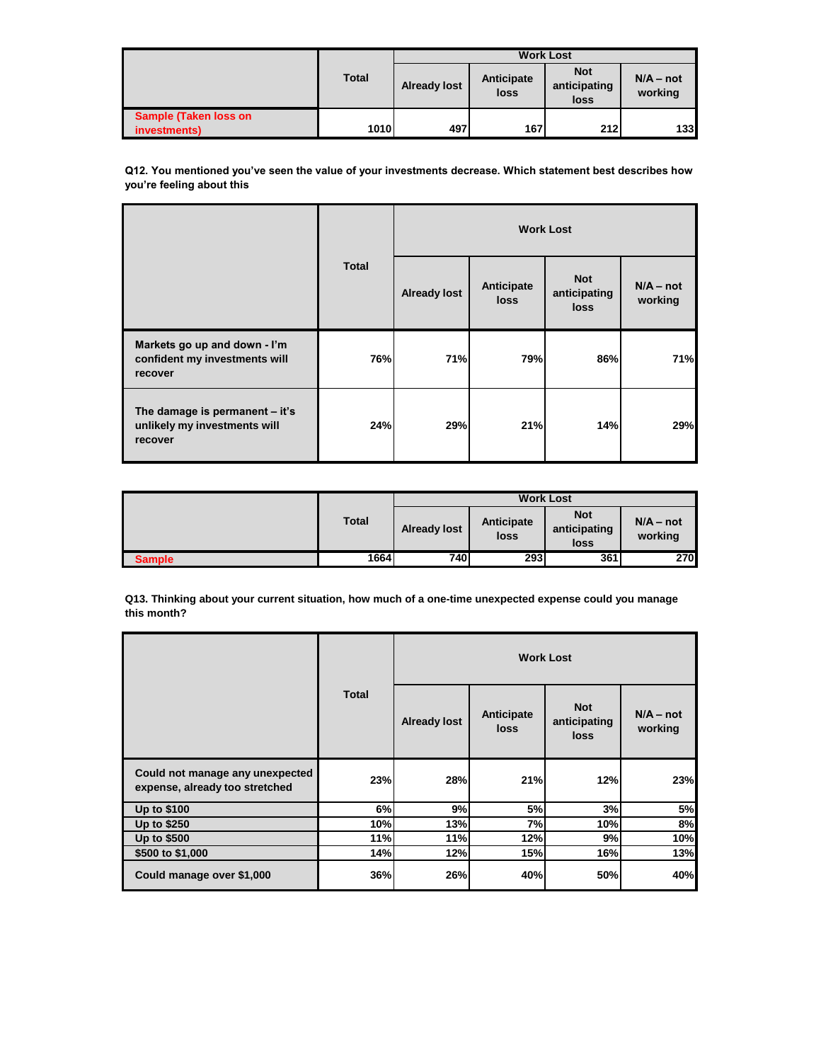| | Total | Work Lost | | | |
|---|---|---|---|---|---|
| | | Already lost | Anticipate loss | Not anticipating loss | N/A – not working |
| Sample (Taken loss on investments) | 1010 | 497 | 167 | 212 | 133 |

**Q12. You mentioned you've seen the value of your investments decrease. Which statement best describes how you're feeling about this**

| | Total | Work Lost | | | |
|---|---|---|---|---|---|
| | | Already lost | Anticipate loss | Not anticipating loss | N/A – not working |
| Markets go up and down - I'm confident my investments will recover | 76% | 71% | 79% | 86% | 71% |
| The damage is permanent – it's unlikely my investments will recover | 24% | 29% | 21% | 14% | 29% |

| | Total | Work Lost | | | |
|---|---|---|---|---|---|
| | | Already lost | Anticipate loss | Not anticipating loss | N/A – not working |
| Sample | 1664 | 740 | 293 | 361 | 270 |

**Q13. Thinking about your current situation, how much of a one-time unexpected expense could you manage this month?**

| | Total | Work Lost | | | |
|---|---|---|---|---|---|
| | | Already lost | Anticipate loss | Not anticipating loss | N/A – not working |
| Could not manage any unexpected expense, already too stretched | 23% | 28% | 21% | 12% | 23% |
| Up to $100 | 6% | 9% | 5% | 3% | 5% |
| Up to $250 | 10% | 13% | 7% | 10% | 8% |
| Up to $500 | 11% | 11% | 12% | 9% | 10% |
| $500 to $1,000 | 14% | 12% | 15% | 16% | 13% |
| Could manage over $1,000 | 36% | 26% | 40% | 50% | 40% |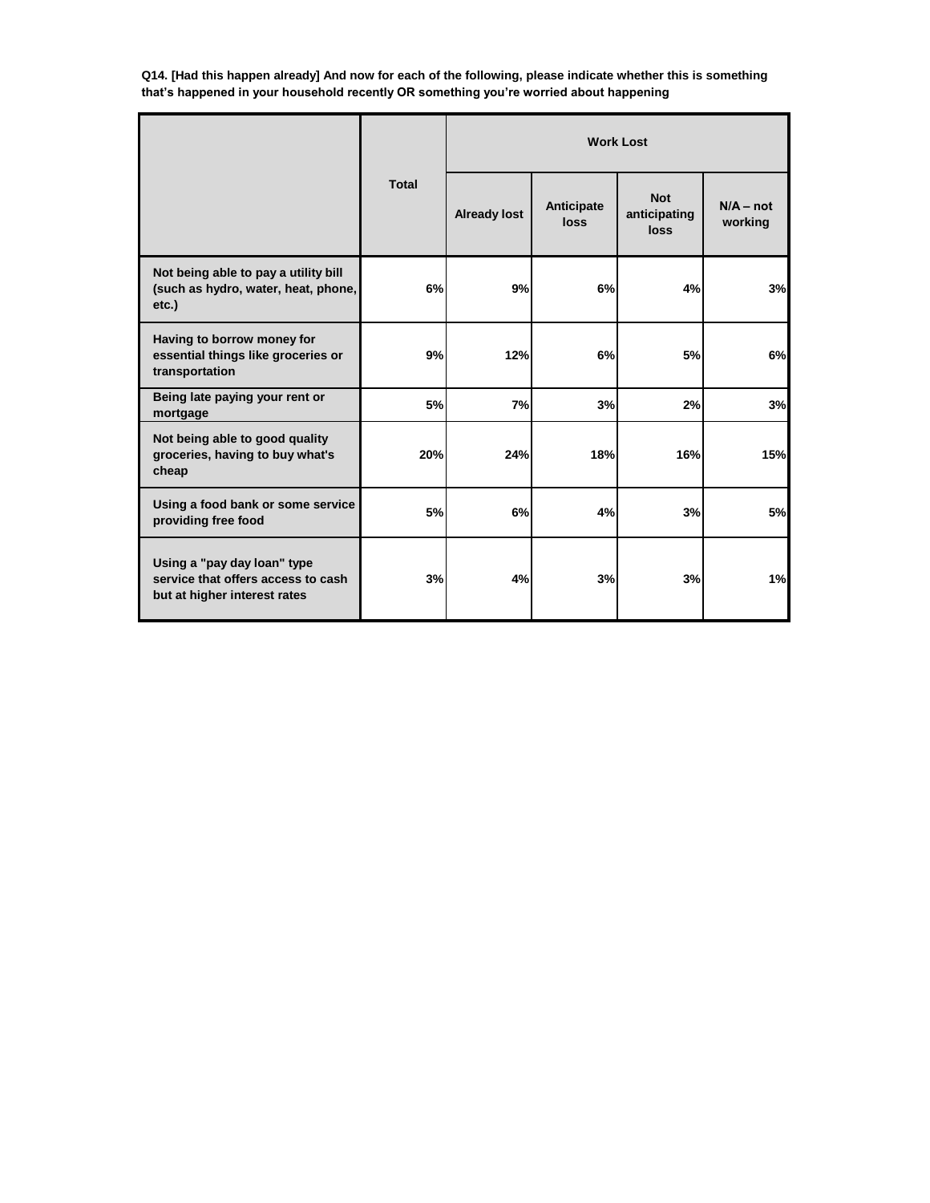**Q14. [Had this happen already] And now for each of the following, please indicate whether this is something that's happened in your household recently OR something you're worried about happening**

| | Total | Work Lost | | | |
|---|---|---|---|---|---|
| | | Already lost | Anticipate loss | Not anticipating loss | N/A – not working |
| Not being able to pay a utility bill (such as hydro, water, heat, phone, etc.) | 6% | 9% | 6% | 4% | 3% |
| Having to borrow money for essential things like groceries or transportation | 9% | 12% | 6% | 5% | 6% |
| Being late paying your rent or mortgage | 5% | 7% | 3% | 2% | 3% |
| Not being able to good quality groceries, having to buy what's cheap | 20% | 24% | 18% | 16% | 15% |
| Using a food bank or some service providing free food | 5% | 6% | 4% | 3% | 5% |
| Using a "pay day loan" type service that offers access to cash but at higher interest rates | 3% | 4% | 3% | 3% | 1% |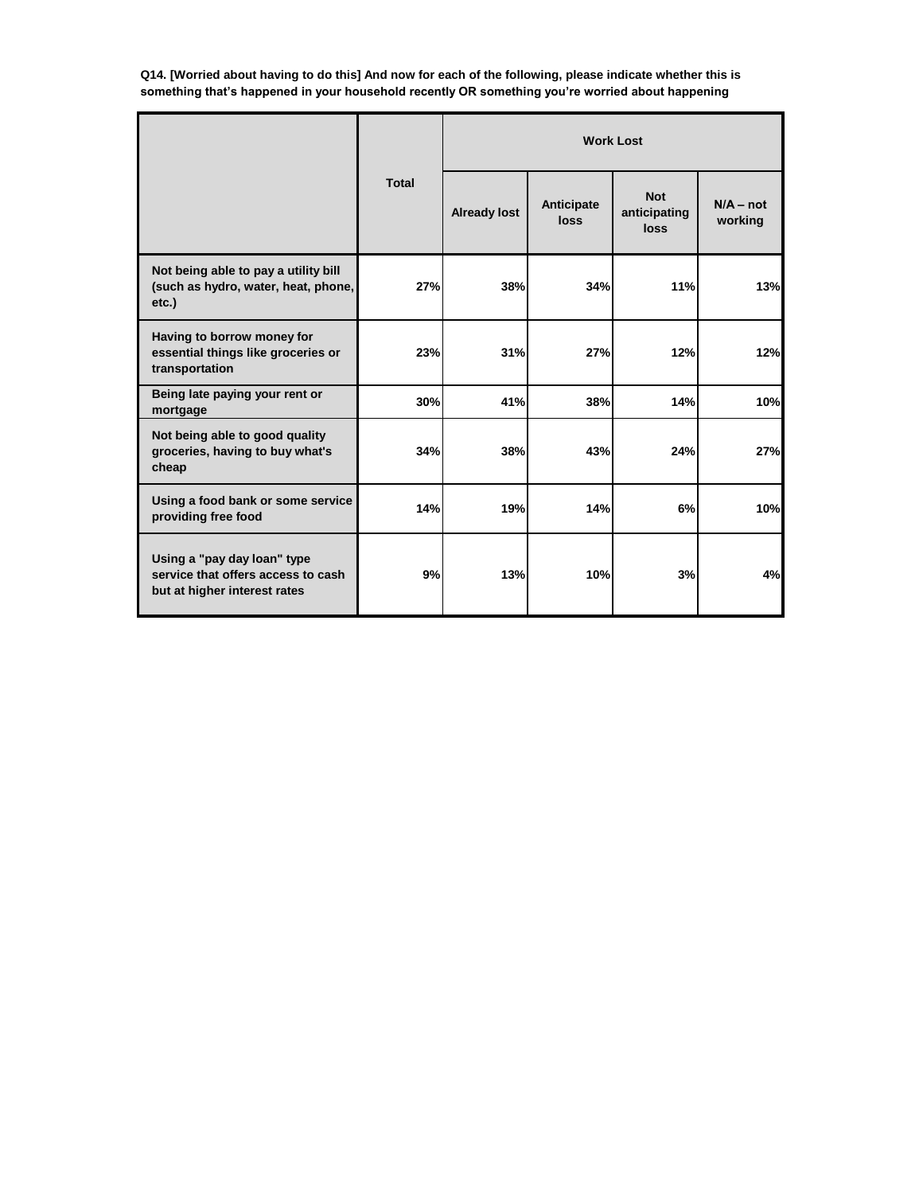**Q14. [Worried about having to do this] And now for each of the following, please indicate whether this is something that's happened in your household recently OR something you're worried about happening**

| | Total | Work Lost | | | |
|---|---|---|---|---|---|
| | | Already lost | Anticipate loss | Not anticipating loss | N/A – not working |
| **Not being able to pay a utility bill (such as hydro, water, heat, phone, etc.)** | 27% | 38% | 34% | 11% | 13% |
| **Having to borrow money for essential things like groceries or transportation** | 23% | 31% | 27% | 12% | 12% |
| **Being late paying your rent or mortgage** | 30% | 41% | 38% | 14% | 10% |
| **Not being able to good quality groceries, having to buy what's cheap** | 34% | 38% | 43% | 24% | 27% |
| **Using a food bank or some service providing free food** | 14% | 19% | 14% | 6% | 10% |
| **Using a "pay day loan" type service that offers access to cash but at higher interest rates** | 9% | 13% | 10% | 3% | 4% |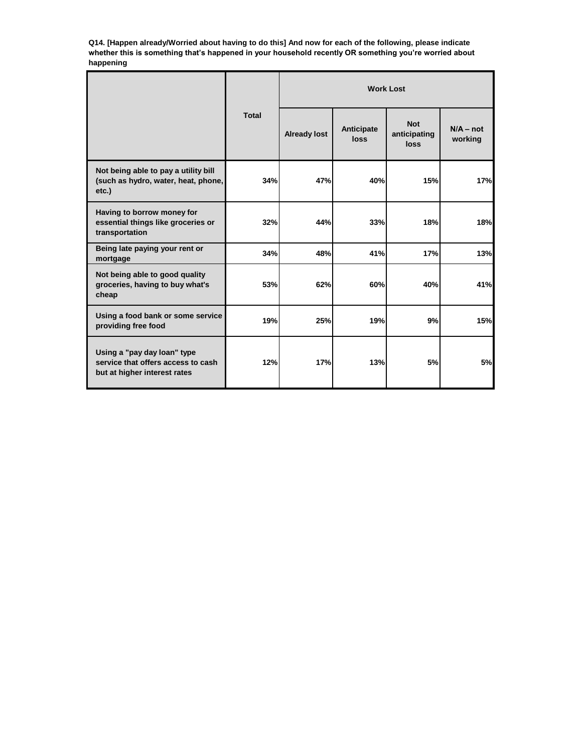**Q14. [Happen already/Worried about having to do this] And now for each of the following, please indicate whether this is something that's happened in your household recently OR something you're worried about happening**

| | Total | Work Lost | | | |
|---|---|---|---|---|---|
| | | Already lost | Anticipate loss | Not anticipating loss | N/A – not working |
| **Not being able to pay a utility bill (such as hydro, water, heat, phone, etc.)** | 34% | 47% | 40% | 15% | 17% |
| **Having to borrow money for essential things like groceries or transportation** | 32% | 44% | 33% | 18% | 18% |
| **Being late paying your rent or mortgage** | 34% | 48% | 41% | 17% | 13% |
| **Not being able to good quality groceries, having to buy what's cheap** | 53% | 62% | 60% | 40% | 41% |
| **Using a food bank or some service providing free food** | 19% | 25% | 19% | 9% | 15% |
| **Using a "pay day loan" type service that offers access to cash but at higher interest rates** | 12% | 17% | 13% | 5% | 5% |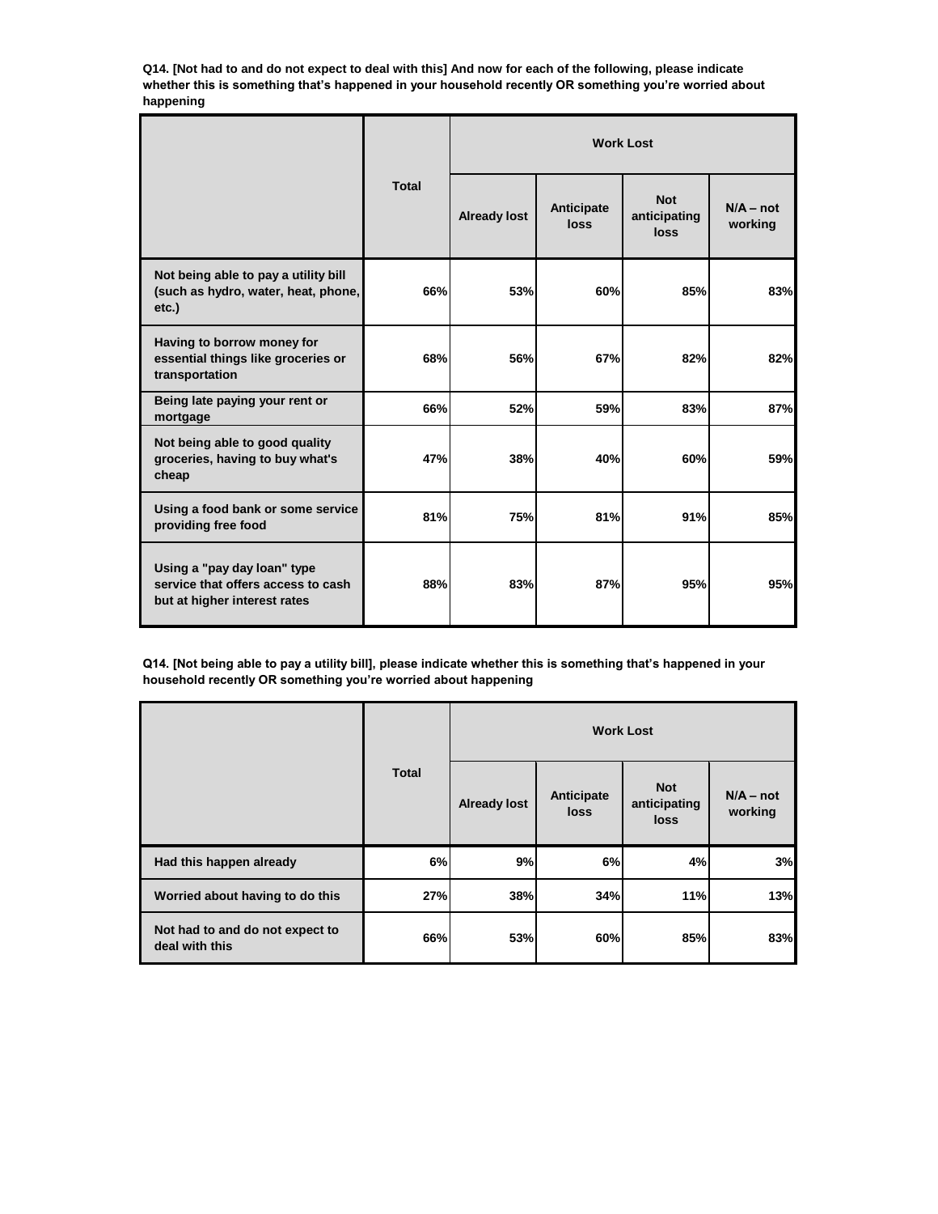**Q14. [Not had to and do not expect to deal with this] And now for each of the following, please indicate whether this is something that's happened in your household recently OR something you're worried about happening**

| | Total | Work Lost | | | |
|---|---|---|---|---|---|
| | | Already lost | Anticipate loss | Not anticipating loss | N/A – not working |
| Not being able to pay a utility bill (such as hydro, water, heat, phone, etc.) | 66% | 53% | 60% | 85% | 83% |
| Having to borrow money for essential things like groceries or transportation | 68% | 56% | 67% | 82% | 82% |
| Being late paying your rent or mortgage | 66% | 52% | 59% | 83% | 87% |
| Not being able to good quality groceries, having to buy what's cheap | 47% | 38% | 40% | 60% | 59% |
| Using a food bank or some service providing free food | 81% | 75% | 81% | 91% | 85% |
| Using a "pay day loan" type service that offers access to cash but at higher interest rates | 88% | 83% | 87% | 95% | 95% |

**Q14. [Not being able to pay a utility bill], please indicate whether this is something that's happened in your household recently OR something you're worried about happening**

| | Total | Work Lost | | | |
|---|---|---|---|---|---|
| | | Already lost | Anticipate loss | Not anticipating loss | N/A – not working |
| Had this happen already | 6% | 9% | 6% | 4% | 3% |
| Worried about having to do this | 27% | 38% | 34% | 11% | 13% |
| Not had to and do not expect to deal with this | 66% | 53% | 60% | 85% | 83% |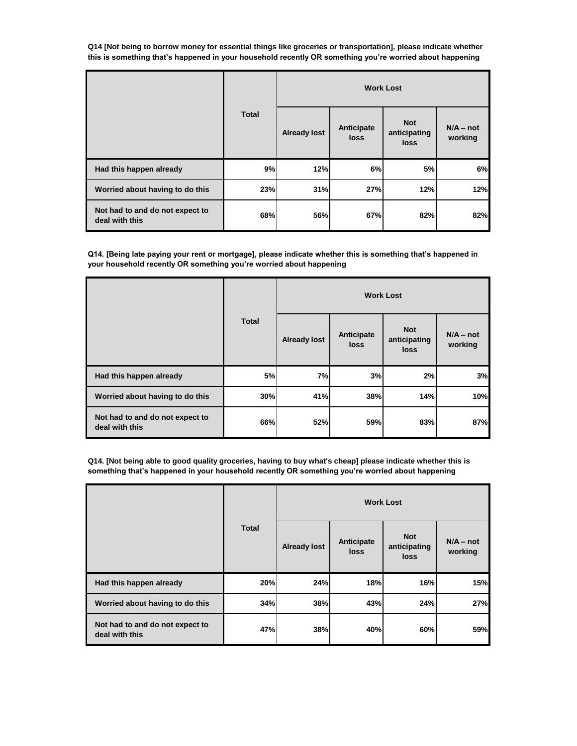**Q14 [Not being to borrow money for essential things like groceries or transportation], please indicate whether this is something that's happened in your household recently OR something you're worried about happening**

| | Total | Work Lost | | | |
|---|---|---|---|---|---|
| | | Already lost | Anticipate loss | Not anticipating loss | N/A – not working |
| Had this happen already | 9% | 12% | 6% | 5% | 6% |
| Worried about having to do this | 23% | 31% | 27% | 12% | 12% |
| Not had to and do not expect to deal with this | 68% | 56% | 67% | 82% | 82% |

**Q14. [Being late paying your rent or mortgage], please indicate whether this is something that's happened in your household recently OR something you're worried about happening**

| | Total | Work Lost | | | |
|---|---|---|---|---|---|
| | | Already lost | Anticipate loss | Not anticipating loss | N/A – not working |
| Had this happen already | 5% | 7% | 3% | 2% | 3% |
| Worried about having to do this | 30% | 41% | 38% | 14% | 10% |
| Not had to and do not expect to deal with this | 66% | 52% | 59% | 83% | 87% |

**Q14. [Not being able to good quality groceries, having to buy what's cheap] please indicate whether this is something that's happened in your household recently OR something you're worried about happening**

| | Total | Work Lost | | | |
|---|---|---|---|---|---|
| | | Already lost | Anticipate loss | Not anticipating loss | N/A – not working |
| Had this happen already | 20% | 24% | 18% | 16% | 15% |
| Worried about having to do this | 34% | 38% | 43% | 24% | 27% |
| Not had to and do not expect to deal with this | 47% | 38% | 40% | 60% | 59% |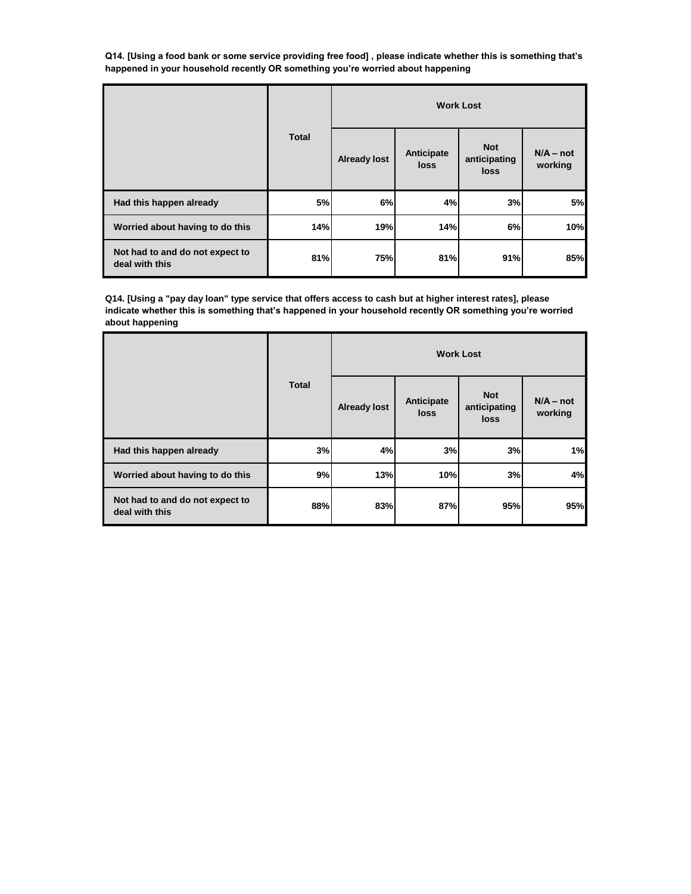**Q14. [Using a food bank or some service providing free food] , please indicate whether this is something that's happened in your household recently OR something you're worried about happening**

| | Total | Work Lost | | | |
|---|---|---|---|---|---|
| | | Already lost | Anticipate loss | Not anticipating loss | N/A – not working |
| **Had this happen already** | 5% | 6% | 4% | 3% | 5% |
| **Worried about having to do this** | 14% | 19% | 14% | 6% | 10% |
| **Not had to and do not expect to deal with this** | 81% | 75% | 81% | 91% | 85% |

**Q14. [Using a "pay day loan" type service that offers access to cash but at higher interest rates], please indicate whether this is something that's happened in your household recently OR something you're worried about happening**

| | Total | Work Lost | | | |
|---|---|---|---|---|---|
| | | Already lost | Anticipate loss | Not anticipating loss | N/A – not working |
| **Had this happen already** | 3% | 4% | 3% | 3% | 1% |
| **Worried about having to do this** | 9% | 13% | 10% | 3% | 4% |
| **Not had to and do not expect to deal with this** | 88% | 83% | 87% | 95% | 95% |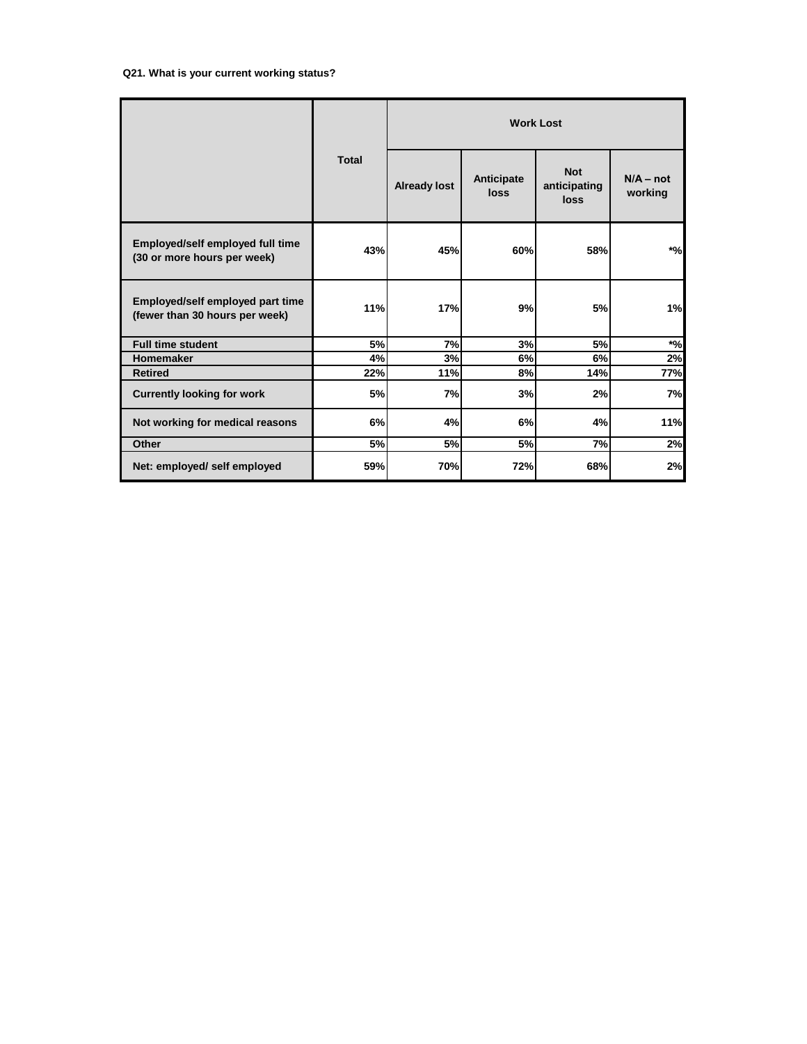**Q21. What is your current working status?**

| | Total | Work Lost | | | |
|---|---|---|---|---|---|
| | | Already lost | Anticipate loss | Not anticipating loss | N/A – not working |
| **Employed/self employed full time (30 or more hours per week)** | 43% | 45% | 60% | 58% | *% |
| **Employed/self employed part time (fewer than 30 hours per week)** | 11% | 17% | 9% | 5% | 1% |
| **Full time student** | 5% | 7% | 3% | 5% | *% |
| **Homemaker** | 4% | 3% | 6% | 6% | 2% |
| **Retired** | 22% | 11% | 8% | 14% | 77% |
| **Currently looking for work** | 5% | 7% | 3% | 2% | 7% |
| **Not working for medical reasons** | 6% | 4% | 6% | 4% | 11% |
| **Other** | 5% | 5% | 5% | 7% | 2% |
| **Net: employed/ self employed** | 59% | 70% | 72% | 68% | 2% |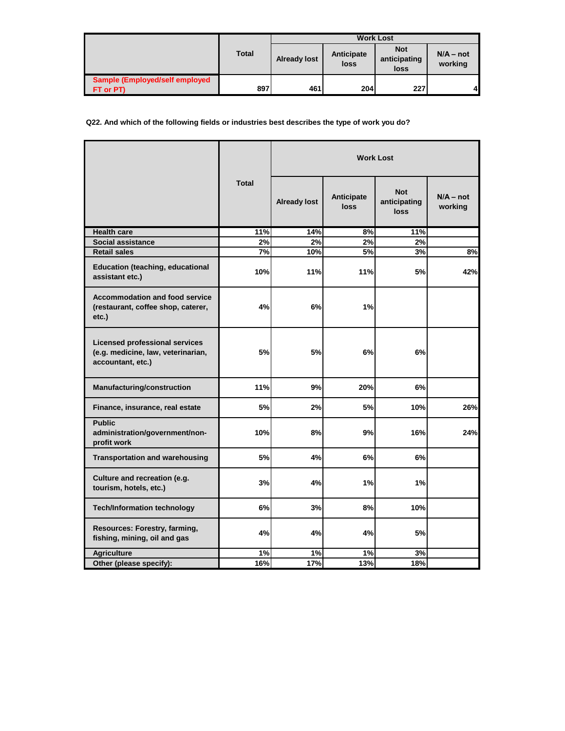| | Total | Work Lost | | | |
|---|---|---|---|---|---|
| | | Already lost | Anticipate loss | Not anticipating loss | N/A – not working |
| Sample (Employed/self employed FT or PT) | 897 | 461 | 204 | 227 | 4 |

**Q22. And which of the following fields or industries best describes the type of work you do?**

| | Total | Work Lost | | | |
|---|---|---|---|---|---|
| | | Already lost | Anticipate loss | Not anticipating loss | N/A – not working |
| Health care | 11% | 14% | 8% | 11% | |
| Social assistance | 2% | 2% | 2% | 2% | |
| Retail sales | 7% | 10% | 5% | 3% | 8% |
| Education (teaching, educational assistant etc.) | 10% | 11% | 11% | 5% | 42% |
| Accommodation and food service (restaurant, coffee shop, caterer, etc.) | 4% | 6% | 1% | | |
| Licensed professional services (e.g. medicine, law, veterinarian, accountant, etc.) | 5% | 5% | 6% | 6% | |
| Manufacturing/construction | 11% | 9% | 20% | 6% | |
| Finance, insurance, real estate | 5% | 2% | 5% | 10% | 26% |
| Public administration/government/non-profit work | 10% | 8% | 9% | 16% | 24% |
| Transportation and warehousing | 5% | 4% | 6% | 6% | |
| Culture and recreation (e.g. tourism, hotels, etc.) | 3% | 4% | 1% | 1% | |
| Tech/Information technology | 6% | 3% | 8% | 10% | |
| Resources: Forestry, farming, fishing, mining, oil and gas | 4% | 4% | 4% | 5% | |
| Agriculture | 1% | 1% | 1% | 3% | |
| Other (please specify): | 16% | 17% | 13% | 18% | |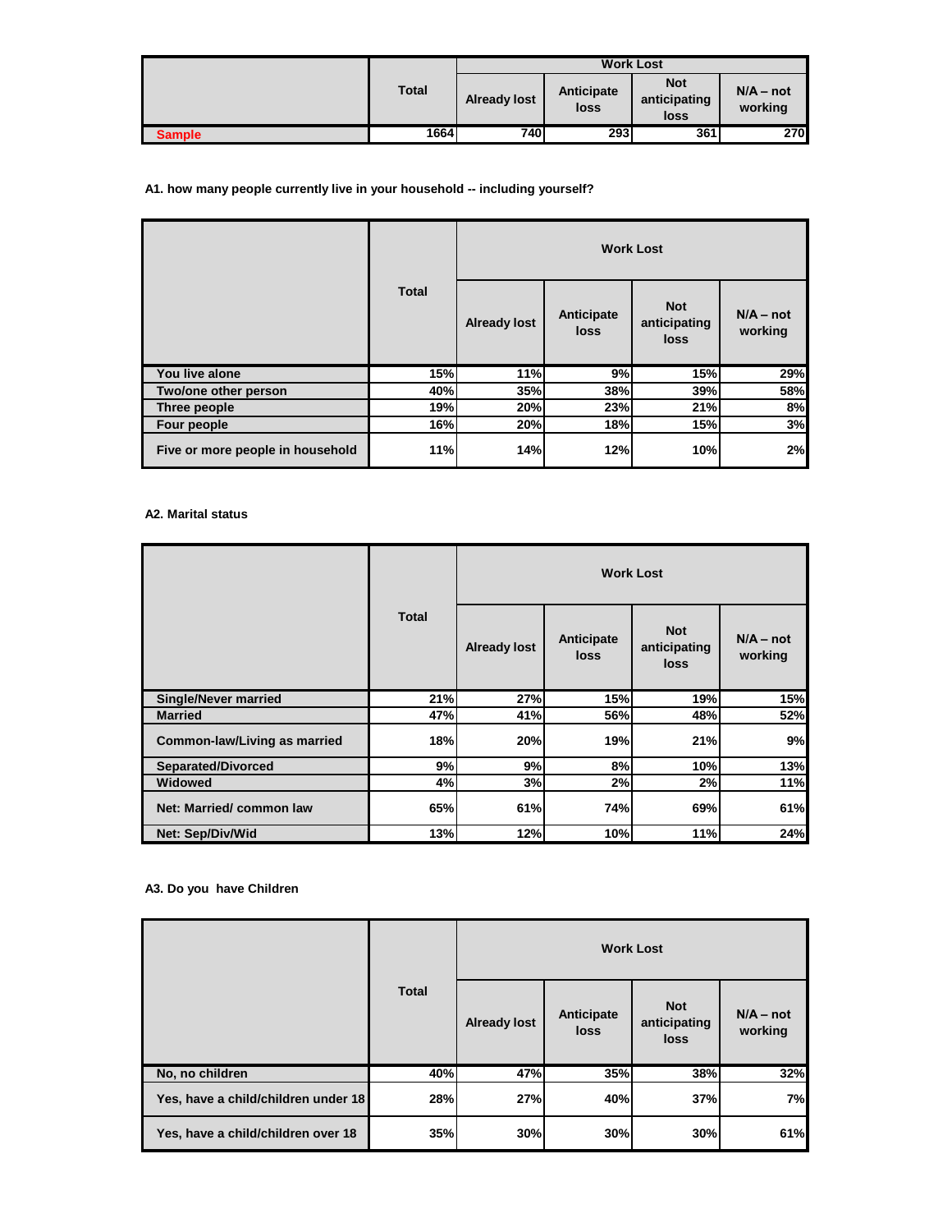| | Total | Work Lost | | | |
|---|---|---|---|---|---|
| | | Already lost | Anticipate loss | Not anticipating loss | N/A – not working |
| Sample | 1664 | 740 | 293 | 361 | 270 |

**A1. how many people currently live in your household -- including yourself?**

| | Total | Work Lost | | | |
|---|---|---|---|---|---|
| | | Already lost | Anticipate loss | Not anticipating loss | N/A – not working |
| You live alone | 15% | 11% | 9% | 15% | 29% |
| Two/one other person | 40% | 35% | 38% | 39% | 58% |
| Three people | 19% | 20% | 23% | 21% | 8% |
| Four people | 16% | 20% | 18% | 15% | 3% |
| Five or more people in household | 11% | 14% | 12% | 10% | 2% |

**A2. Marital status**

| | Total | Work Lost | | | |
|---|---|---|---|---|---|
| | | Already lost | Anticipate loss | Not anticipating loss | N/A – not working |
| Single/Never married | 21% | 27% | 15% | 19% | 15% |
| Married | 47% | 41% | 56% | 48% | 52% |
| Common-law/Living as married | 18% | 20% | 19% | 21% | 9% |
| Separated/Divorced | 9% | 9% | 8% | 10% | 13% |
| Widowed | 4% | 3% | 2% | 2% | 11% |
| Net: Married/ common law | 65% | 61% | 74% | 69% | 61% |
| Net: Sep/Div/Wid | 13% | 12% | 10% | 11% | 24% |

**A3. Do you have Children**

| | Total | Work Lost | | | |
|---|---|---|---|---|---|
| | | Already lost | Anticipate loss | Not anticipating loss | N/A – not working |
| No, no children | 40% | 47% | 35% | 38% | 32% |
| Yes, have a child/children under 18 | 28% | 27% | 40% | 37% | 7% |
| Yes, have a child/children over 18 | 35% | 30% | 30% | 30% | 61% |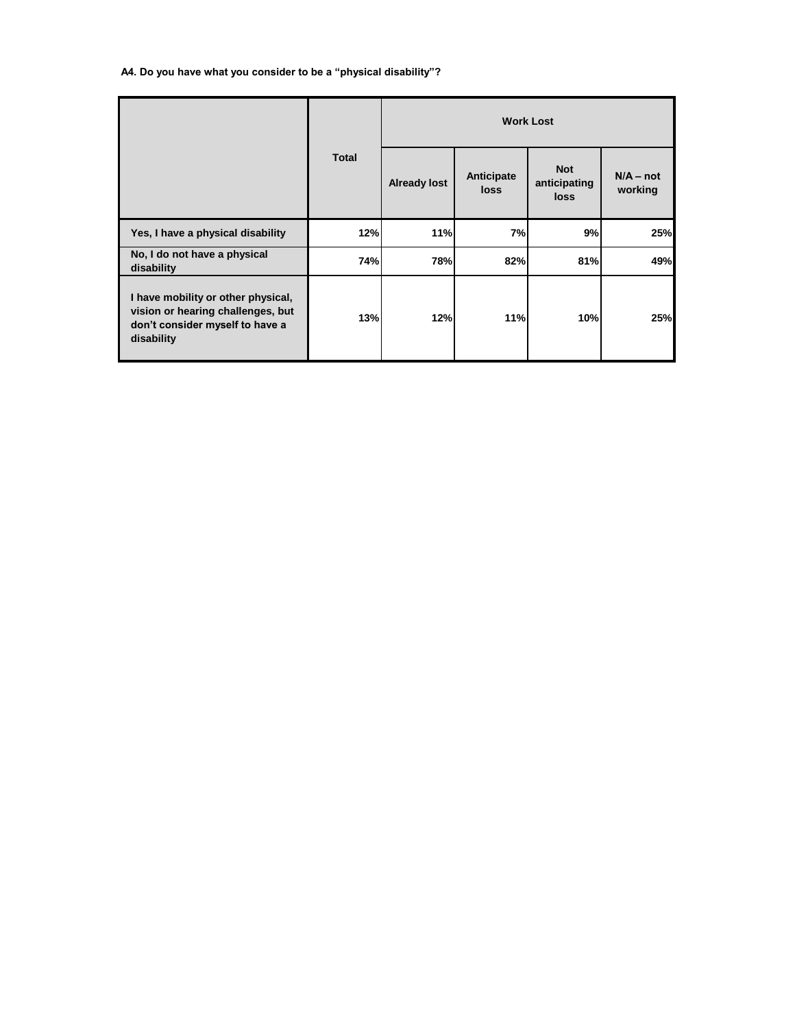**A4. Do you have what you consider to be a "physical disability"?**

| | Total | Work Lost | | | |
|---|---|---|---|---|---|
| | | Already lost | Anticipate loss | Not anticipating loss | N/A – not working |
| **Yes, I have a physical disability** | **12%** | **11%** | **7%** | **9%** | **25%** |
| **No, I do not have a physical disability** | **74%** | **78%** | **82%** | **81%** | **49%** |
| **I have mobility or other physical, vision or hearing challenges, but don't consider myself to have a disability** | **13%** | **12%** | **11%** | **10%** | **25%** |